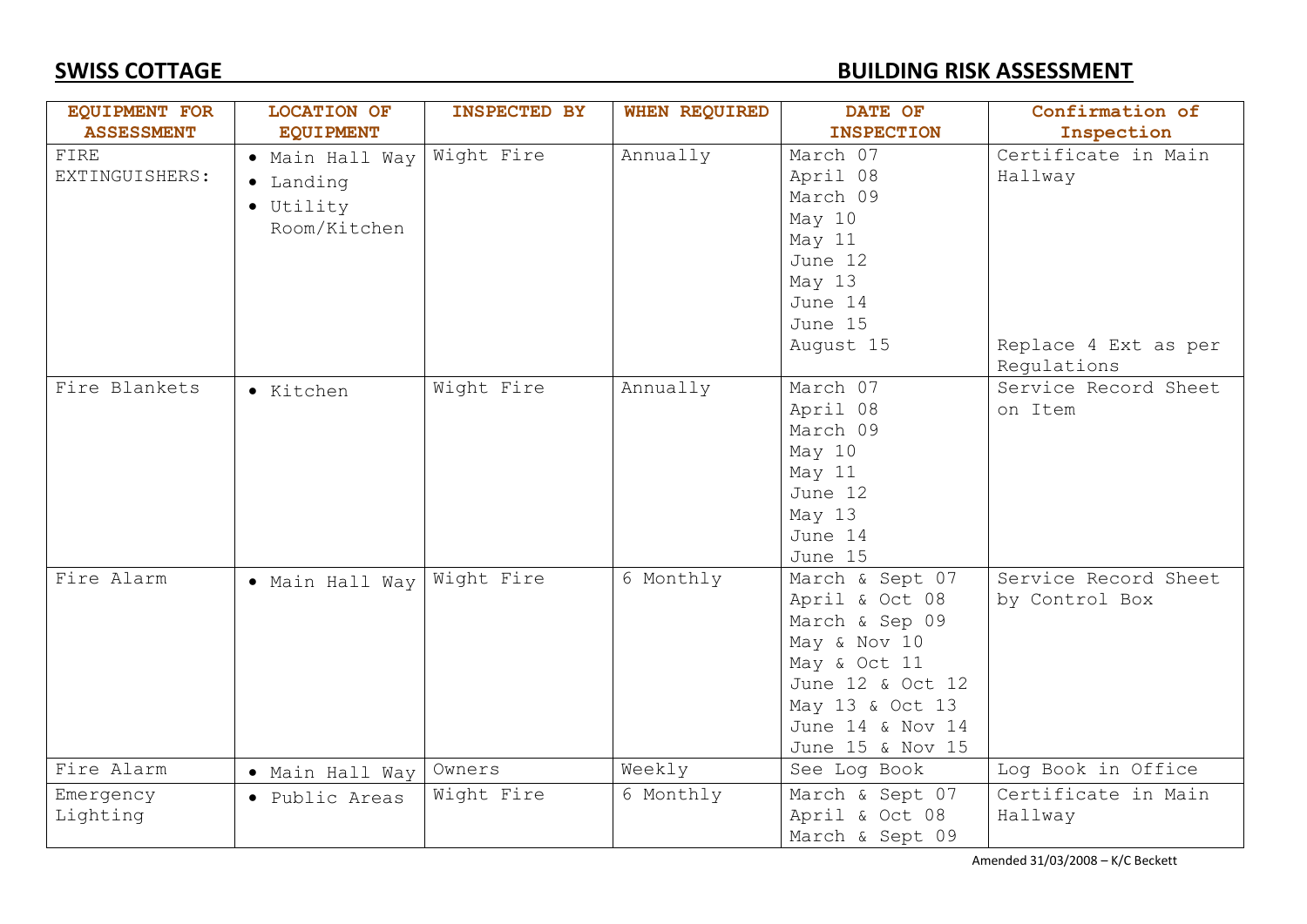**SWISS COTTAGE** **BUILDING RISK ASSESSMENT**

| EQUIPMENT FOR ASSESSMENT | LOCATION OF EQUIPMENT | INSPECTED BY | WHEN REQUIRED | DATE OF INSPECTION | Confirmation of Inspection |
|---|---|---|---|---|---|
| FIRE EXTINGUISHERS: | • Main Hall Way<br>• Landing<br>• Utility Room/Kitchen | Wight Fire | Annually | March 07<br>April 08<br>March 09<br>May 10<br>May 11<br>June 12<br>May 13<br>June 14<br>June 15<br>August 15 | Certificate in Main Hallway<br><br>Replace 4 Ext as per Regulations |
| Fire Blankets | • Kitchen | Wight Fire | Annually | March 07<br>April 08<br>March 09<br>May 10<br>May 11<br>June 12<br>May 13<br>June 14<br>June 15 | Service Record Sheet on Item |
| Fire Alarm | • Main Hall Way | Wight Fire | 6 Monthly | March & Sept 07<br>April & Oct 08<br>March & Sep 09<br>May & Nov 10<br>May & Oct 11<br>June 12 & Oct 12<br>May 13 & Oct 13<br>June 14 & Nov 14<br>June 15 & Nov 15 | Service Record Sheet by Control Box |
| Fire Alarm | • Main Hall Way | Owners | Weekly | See Log Book | Log Book in Office |
| Emergency Lighting | • Public Areas | Wight Fire | 6 Monthly | March & Sept 07<br>April & Oct 08<br>March & Sept 09 | Certificate in Main Hallway |

Amended 31/03/2008 – K/C Beckett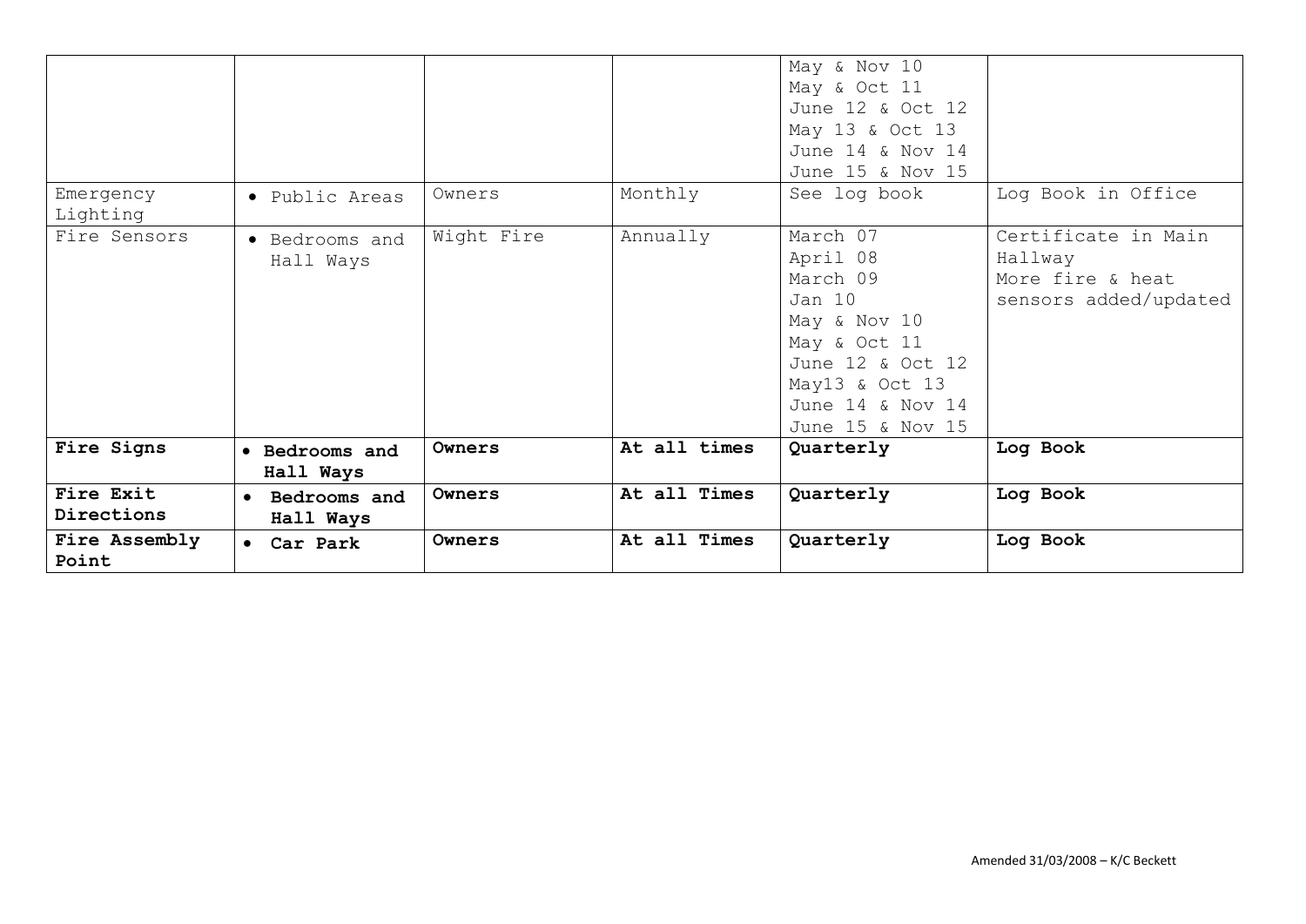| | | | | May & Nov 10<br>May & Oct 11<br>June 12 & Oct 12<br>May 13 & Oct 13<br>June 14 & Nov 14<br>June 15 & Nov 15 | |
|---|---|---|---|---|---|
| Emergency Lighting | • Public Areas | Owners | Monthly | See log book | Log Book in Office |
| Fire Sensors | • Bedrooms and Hall Ways | Wight Fire | Annually | March 07<br>April 08<br>March 09<br>Jan 10<br>May & Nov 10<br>May & Oct 11<br>June 12 & Oct 12<br>May13 & Oct 13<br>June 14 & Nov 14<br>June 15 & Nov 15 | Certificate in Main Hallway<br>More fire & heat sensors added/updated |
| **Fire Signs** | • **Bedrooms and Hall Ways** | **Owners** | **At all times** | **Quarterly** | **Log Book** |
| **Fire Exit Directions** | • **Bedrooms and Hall Ways** | **Owners** | **At all Times** | **Quarterly** | **Log Book** |
| **Fire Assembly Point** | • **Car Park** | **Owners** | **At all Times** | **Quarterly** | **Log Book** |

Amended 31/03/2008 – K/C Beckett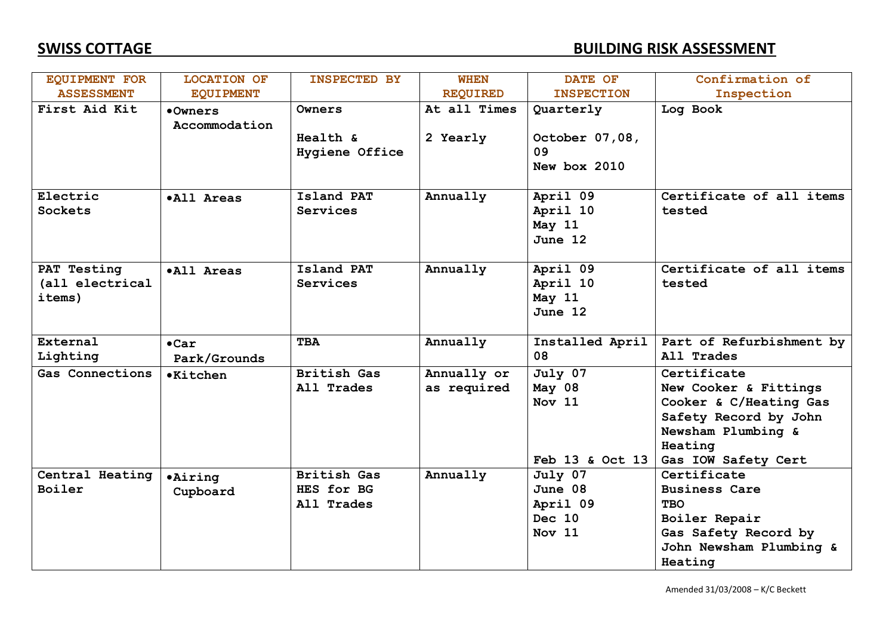**SWISS COTTAGE** **BUILDING RISK ASSESSMENT**

| EQUIPMENT FOR ASSESSMENT | LOCATION OF EQUIPMENT | INSPECTED BY | WHEN REQUIRED | DATE OF INSPECTION | Confirmation of Inspection |
|---|---|---|---|---|---|
| First Aid Kit | •Owners Accommodation | Owners<br><br>Health & Hygiene Office | At all Times<br><br>2 Yearly | Quarterly<br><br>October 07,08, 09<br>New box 2010 | Log Book |
| Electric Sockets | •All Areas | Island PAT Services | Annually | April 09<br>April 10<br>May 11<br>June 12 | Certificate of all items tested |
| PAT Testing (all electrical items) | •All Areas | Island PAT Services | Annually | April 09<br>April 10<br>May 11<br>June 12 | Certificate of all items tested |
| External Lighting | •Car Park/Grounds | TBA | Annually | Installed April 08 | Part of Refurbishment by All Trades |
| Gas Connections | •Kitchen | British Gas<br>All Trades | Annually or as required | July 07<br>May 08<br>Nov 11<br><br>Feb 13 & Oct 13 | Certificate<br>New Cooker & Fittings<br>Cooker & C/Heating Gas Safety Record by John Newsham Plumbing & Heating<br>Gas IOW Safety Cert |
| Central Heating Boiler | •Airing Cupboard | British Gas<br>HES for BG<br>All Trades | Annually | July 07<br>June 08<br>April 09<br>Dec 10<br>Nov 11 | Certificate<br>Business Care<br>TBO<br>Boiler Repair<br>Gas Safety Record by John Newsham Plumbing & Heating |

Amended 31/03/2008 – K/C Beckett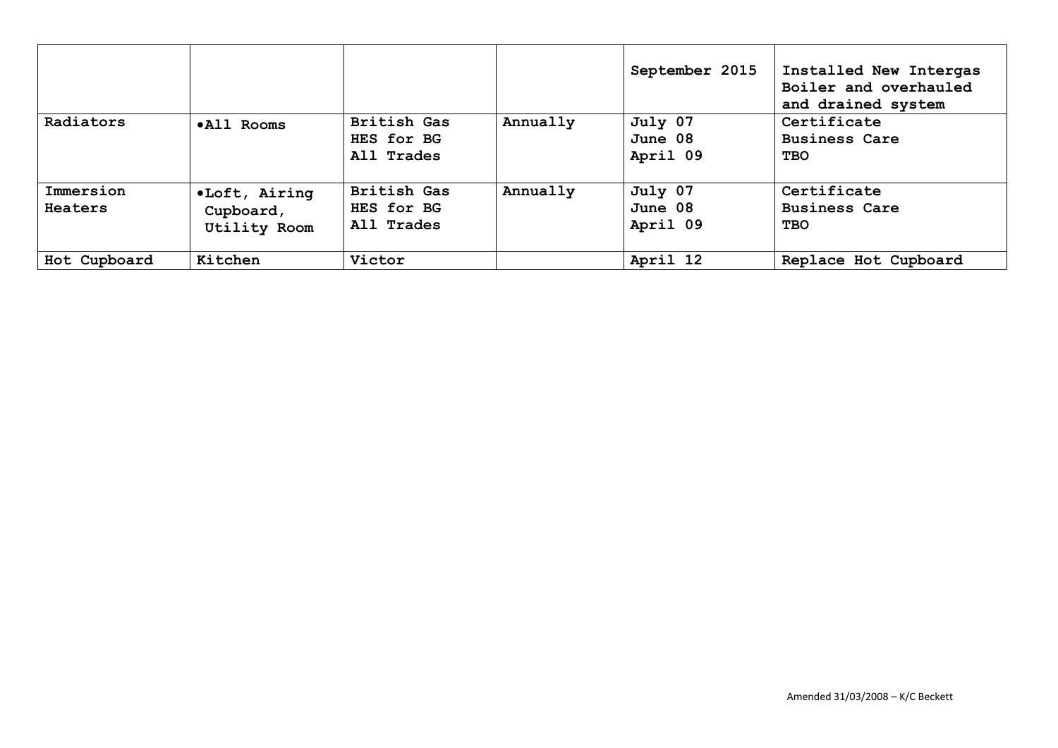| | | | | | |
|---|---|---|---|---|---|
| | | | | September 2015 | Installed New Intergas Boiler and overhauled and drained system |
| Radiators | •All Rooms | British Gas<br>HES for BG<br>All Trades | Annually | July 07<br>June 08<br>April 09 | Certificate<br>Business Care<br>**TBO** |
| Immersion Heaters | •Loft, Airing Cupboard, Utility Room | British Gas<br>HES for BG<br>All Trades | Annually | July 07<br>June 08<br>April 09 | Certificate<br>Business Care<br>**TBO** |
| Hot Cupboard | Kitchen | Victor | | April 12 | Replace Hot Cupboard |

Amended 31/03/2008 – K/C Beckett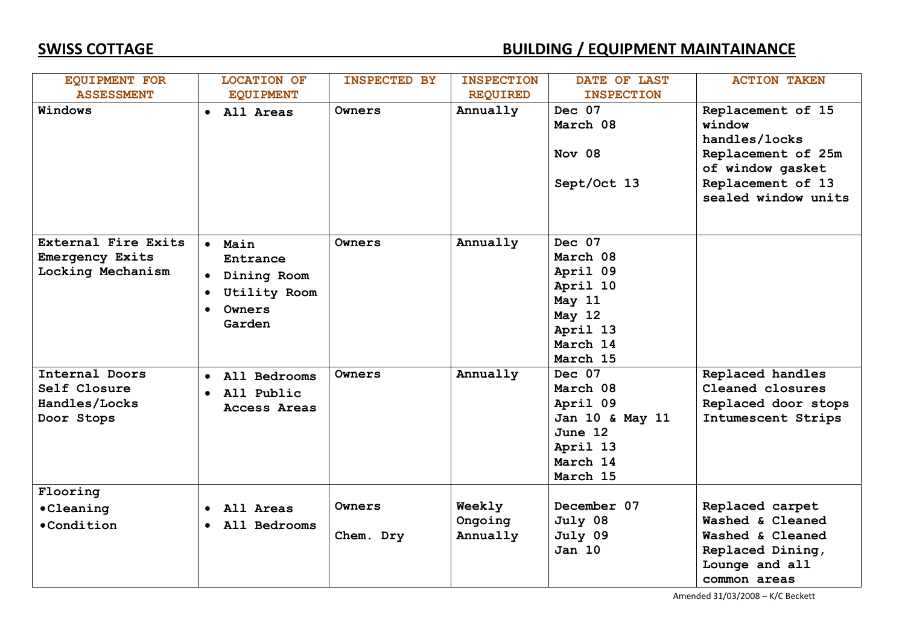**SWISS COTTAGE** **BUILDING / EQUIPMENT MAINTAINANCE**

| EQUIPMENT FOR ASSESSMENT | LOCATION OF EQUIPMENT | INSPECTED BY | INSPECTION REQUIRED | DATE OF LAST INSPECTION | ACTION TAKEN |
|---|---|---|---|---|---|
| Windows | • All Areas | Owners | Annually | Dec 07<br>March 08<br>Nov 08<br>Sept/Oct 13 | Replacement of 15 window handles/locks<br>Replacement of 25m of window gasket<br>Replacement of 13 sealed window units |
| External Fire Exits<br>Emergency Exits<br>Locking Mechanism | • Main Entrance<br>• Dining Room<br>• Utility Room<br>• Owners Garden | Owners | Annually | Dec 07<br>March 08<br>April 09<br>April 10<br>May 11<br>May 12<br>April 13<br>March 14<br>March 15 | |
| Internal Doors<br>Self Closure<br>Handles/Locks<br>Door Stops | • All Bedrooms<br>• All Public Access Areas | Owners | Annually | Dec 07<br>March 08<br>April 09<br>Jan 10 & May 11<br>June 12<br>April 13<br>March 14<br>March 15 | Replaced handles<br>Cleaned closures<br>Replaced door stops<br>Intumescent Strips |
| Flooring<br>•Cleaning<br>•Condition | • All Areas<br>• All Bedrooms | Owners<br>Chem. Dry | Weekly<br>Ongoing<br>Annually | December 07<br>July 08<br>July 09<br>Jan 10 | Replaced carpet<br>Washed & Cleaned<br>Washed & Cleaned<br>Replaced Dining, Lounge and all common areas |

Amended 31/03/2008 – K/C Beckett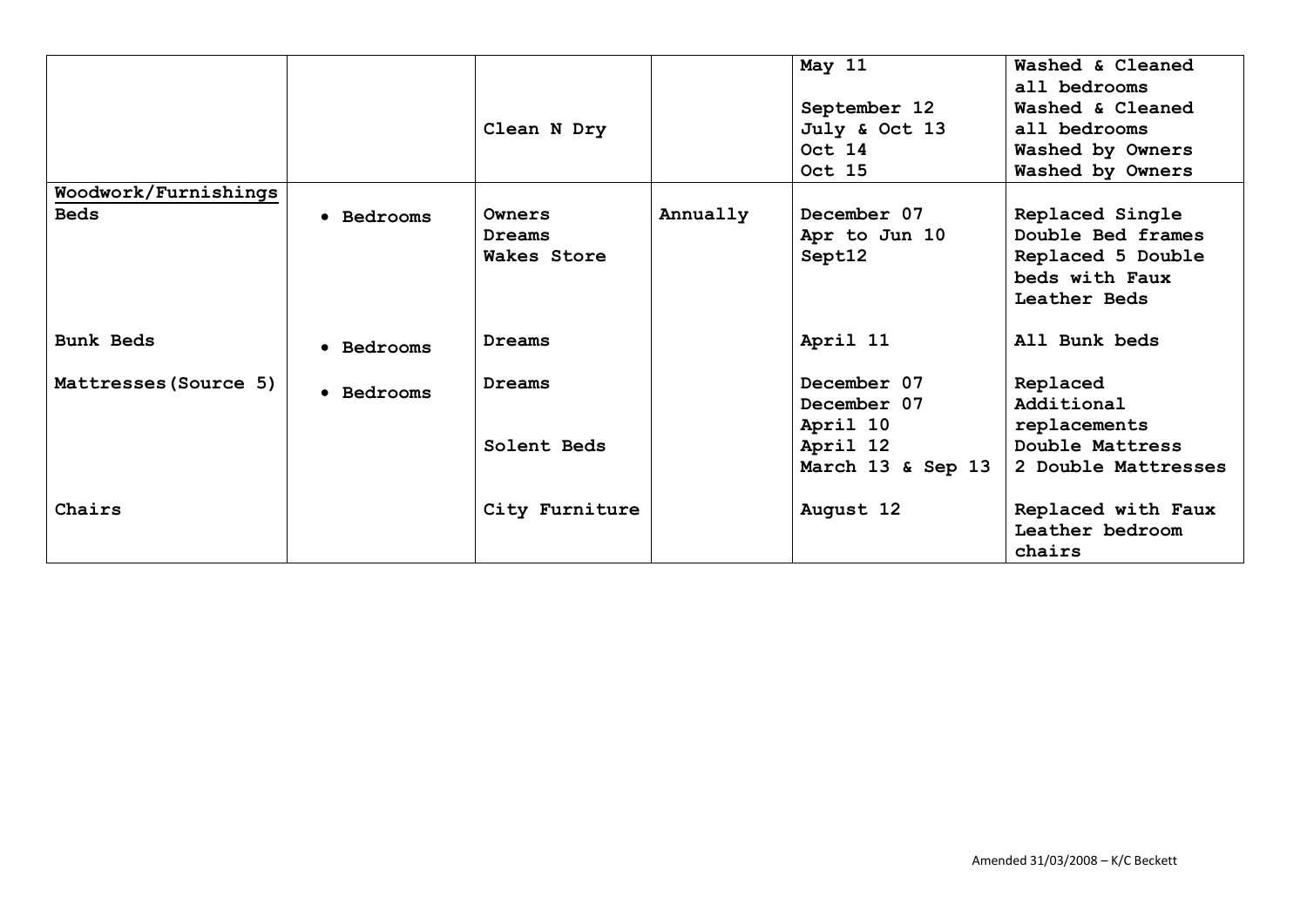| | | | | | |
|---|---|---|---|---|---|
| | | Clean N Dry | | May 11<br><br>September 12<br>July & Oct 13<br>Oct 14<br>Oct 15 | Washed & Cleaned all bedrooms<br>Washed & Cleaned all bedrooms<br>Washed by Owners<br>Washed by Owners |
| **Woodwork/Furnishings** | | | | | |
| Beds | • Bedrooms | Owners<br>Dreams<br>Wakes Store | Annually | December 07<br>Apr to Jun 10<br>Sept12 | Replaced Single Double Bed frames<br>Replaced 5 Double beds with Faux Leather Beds |
| Bunk Beds | • Bedrooms | Dreams | | April 11 | All Bunk beds |
| Mattresses(Source 5) | • Bedrooms | Dreams<br><br><br>Solent Beds | | December 07<br>December 07<br>April 10<br>April 12<br>March 13 & Sep 13 | Replaced<br>Additional replacements<br>Double Mattress<br>2 Double Mattresses |
| Chairs | | City Furniture | | August 12 | Replaced with Faux Leather bedroom chairs |

Amended 31/03/2008 – K/C Beckett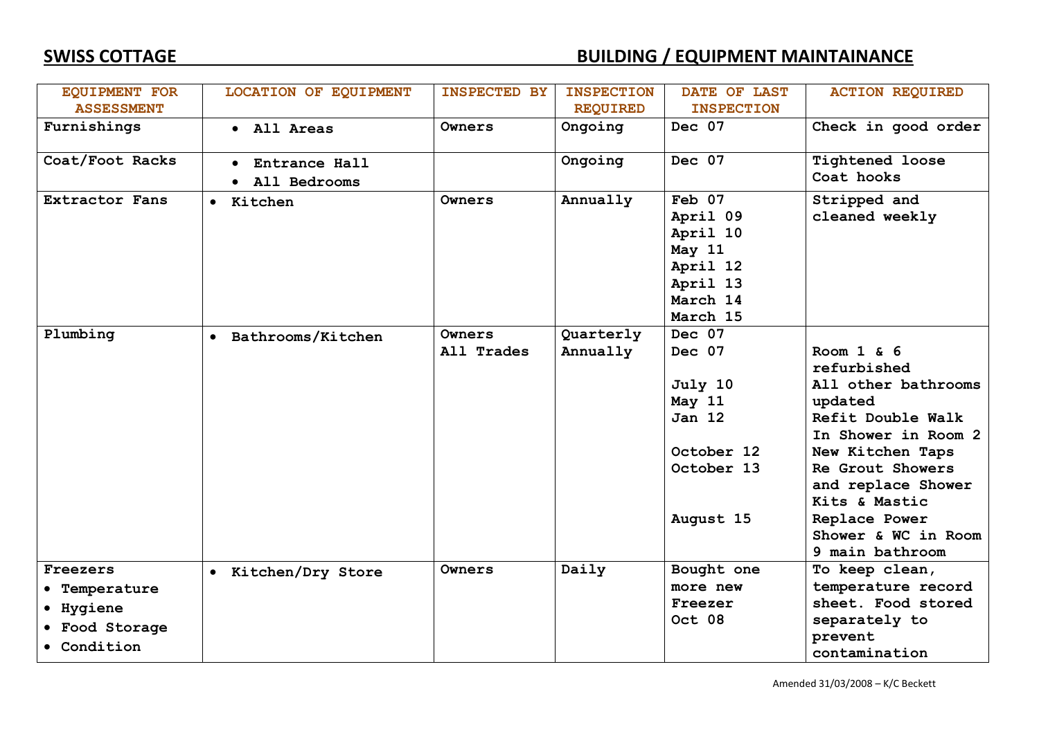**SWISS COTTAGE** **BUILDING / EQUIPMENT MAINTAINANCE**

| EQUIPMENT FOR ASSESSMENT | LOCATION OF EQUIPMENT | INSPECTED BY | INSPECTION REQUIRED | DATE OF LAST INSPECTION | ACTION REQUIRED |
|---|---|---|---|---|---|
| Furnishings | • All Areas | Owners | Ongoing | Dec 07 | Check in good order |
| Coat/Foot Racks | • Entrance Hall<br>• All Bedrooms | | Ongoing | Dec 07 | Tightened loose Coat hooks |
| Extractor Fans | • Kitchen | Owners | Annually | Feb 07<br>April 09<br>April 10<br>May 11<br>April 12<br>April 13<br>March 14<br>March 15 | Stripped and cleaned weekly |
| Plumbing | • Bathrooms/Kitchen | Owners<br>All Trades | Quarterly<br>Annually | Dec 07<br>Dec 07<br>July 10<br>May 11<br>Jan 12<br>October 12<br>October 13<br>August 15 | Room 1 & 6 refurbished<br>All other bathrooms updated<br>Refit Double Walk In Shower in Room 2<br>New Kitchen Taps<br>Re Grout Showers and replace Shower Kits & Mastic<br>Replace Power Shower & WC in Room 9 main bathroom |
| Freezers<br>• Temperature<br>• Hygiene<br>• Food Storage<br>• Condition | • Kitchen/Dry Store | Owners | Daily | Bought one more new Freezer Oct 08 | To keep clean, temperature record sheet. Food stored separately to prevent contamination |

Amended 31/03/2008 – K/C Beckett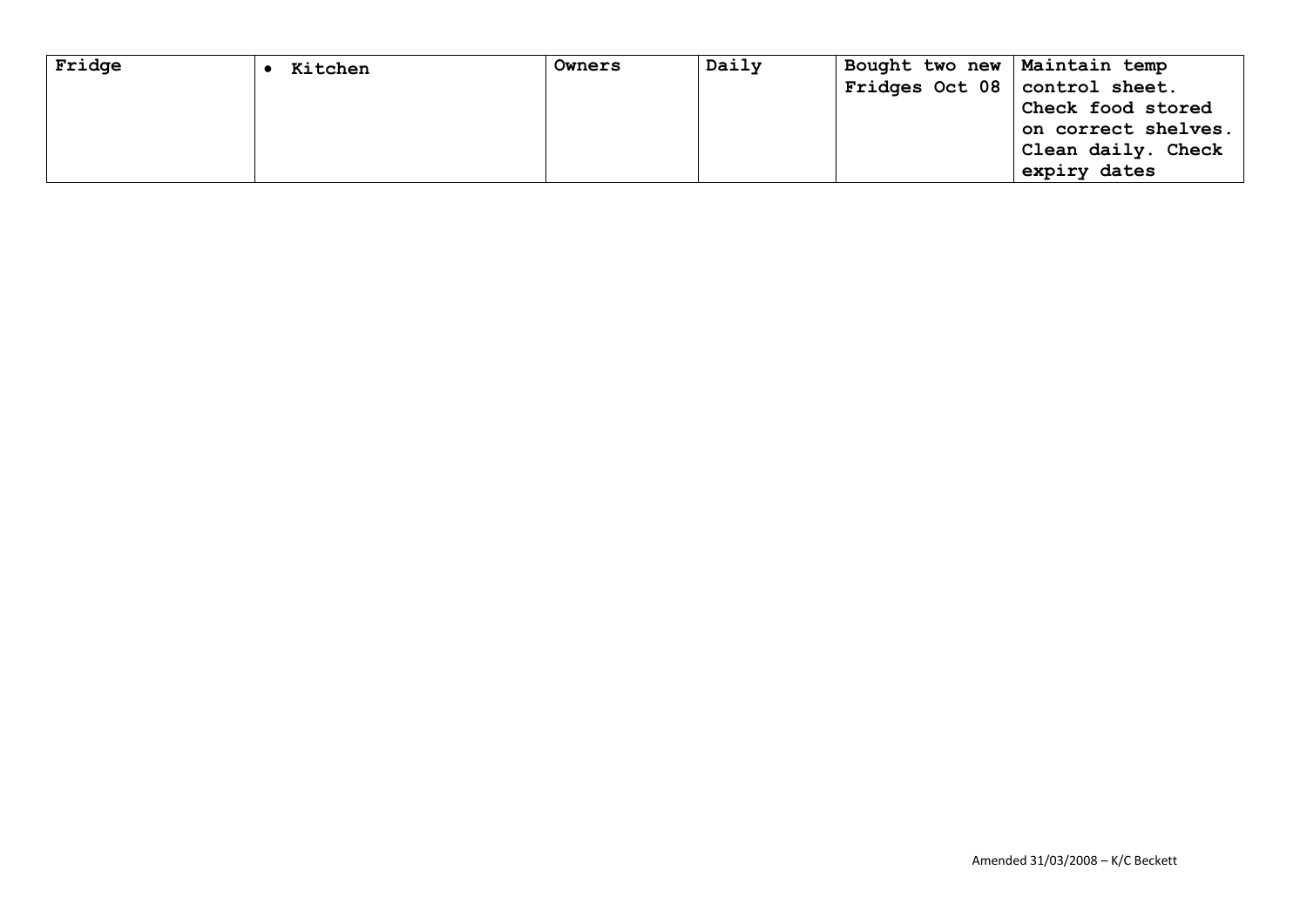| | | | | | |
|---|---|---|---|---|---|
| **Fridge** | • **Kitchen** | **Owners** | **Daily** | **Bought two new Fridges Oct 08** | **Maintain temp control sheet. Check food stored on correct shelves. Clean daily. Check expiry dates** |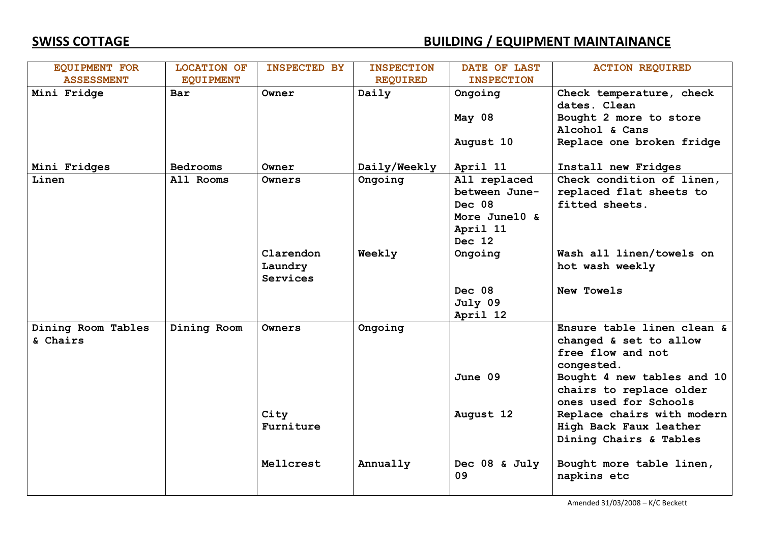**SWISS COTTAGE** **BUILDING / EQUIPMENT MAINTAINANCE**

| EQUIPMENT FOR ASSESSMENT | LOCATION OF EQUIPMENT | INSPECTED BY | INSPECTION REQUIRED | DATE OF LAST INSPECTION | ACTION REQUIRED |
|---|---|---|---|---|---|
| Mini Fridge | Bar | Owner | Daily | Ongoing | Check temperature, check dates. Clean |
| | | | | May 08 | Bought 2 more to store Alcohol & Cans |
| | | | | August 10 | Replace one broken fridge |
| Mini Fridges | Bedrooms | Owner | Daily/Weekly | April 11 | Install new Fridges |
| Linen | All Rooms | Owners | Ongoing | All replaced between June-Dec 08 More June10 & April 11 Dec 12 | Check condition of linen, replaced flat sheets to fitted sheets. |
| | | Clarendon Laundry Services | Weekly | Ongoing | Wash all linen/towels on hot wash weekly |
| | | | | Dec 08 July 09 April 12 | New Towels |
| Dining Room Tables & Chairs | Dining Room | Owners | Ongoing | | Ensure table linen clean & changed & set to allow free flow and not congested. |
| | | | | June 09 | Bought 4 new tables and 10 chairs to replace older ones used for Schools |
| | | City Furniture | | August 12 | Replace chairs with modern High Back Faux leather Dining Chairs & Tables |
| | | Mellcrest | Annually | Dec 08 & July 09 | Bought more table linen, napkins etc |

Amended 31/03/2008 – K/C Beckett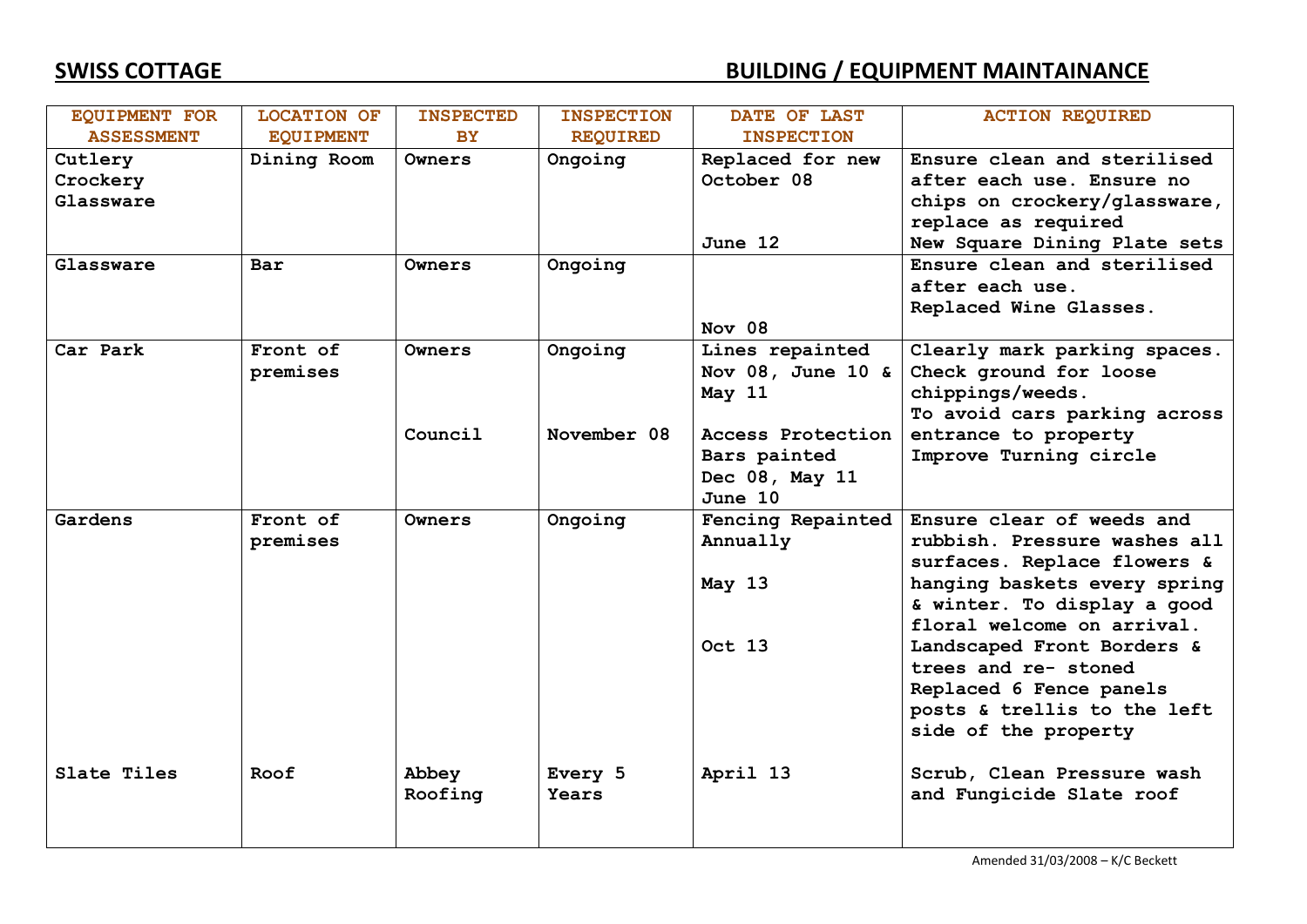**SWISS COTTAGE** **BUILDING / EQUIPMENT MAINTAINANCE**

| EQUIPMENT FOR ASSESSMENT | LOCATION OF EQUIPMENT | INSPECTED BY | INSPECTION REQUIRED | DATE OF LAST INSPECTION | ACTION REQUIRED |
|---|---|---|---|---|---|
| Cutlery Crockery Glassware | Dining Room | Owners | Ongoing | Replaced for new October 08 June 12 | Ensure clean and sterilised after each use. Ensure no chips on crockery/glassware, replace as required New Square Dining Plate sets |
| Glassware | Bar | Owners | Ongoing | Nov 08 | Ensure clean and sterilised after each use. Replaced Wine Glasses. |
| Car Park | Front of premises | Owners Council | Ongoing November 08 | Lines repainted Nov 08, June 10 & May 11 Access Protection Bars painted Dec 08, May 11 June 10 | Clearly mark parking spaces. Check ground for loose chippings/weeds. To avoid cars parking across entrance to property Improve Turning circle |
| Gardens | Front of premises | Owners | Ongoing | Fencing Repainted Annually May 13 Oct 13 | Ensure clear of weeds and rubbish. Pressure washes all surfaces. Replace flowers & hanging baskets every spring & winter. To display a good floral welcome on arrival. Landscaped Front Borders & trees and re- stoned Replaced 6 Fence panels posts & trellis to the left side of the property |
| Slate Tiles | Roof | Abbey Roofing | Every 5 Years | April 13 | Scrub, Clean Pressure wash and Fungicide Slate roof |

Amended 31/03/2008 – K/C Beckett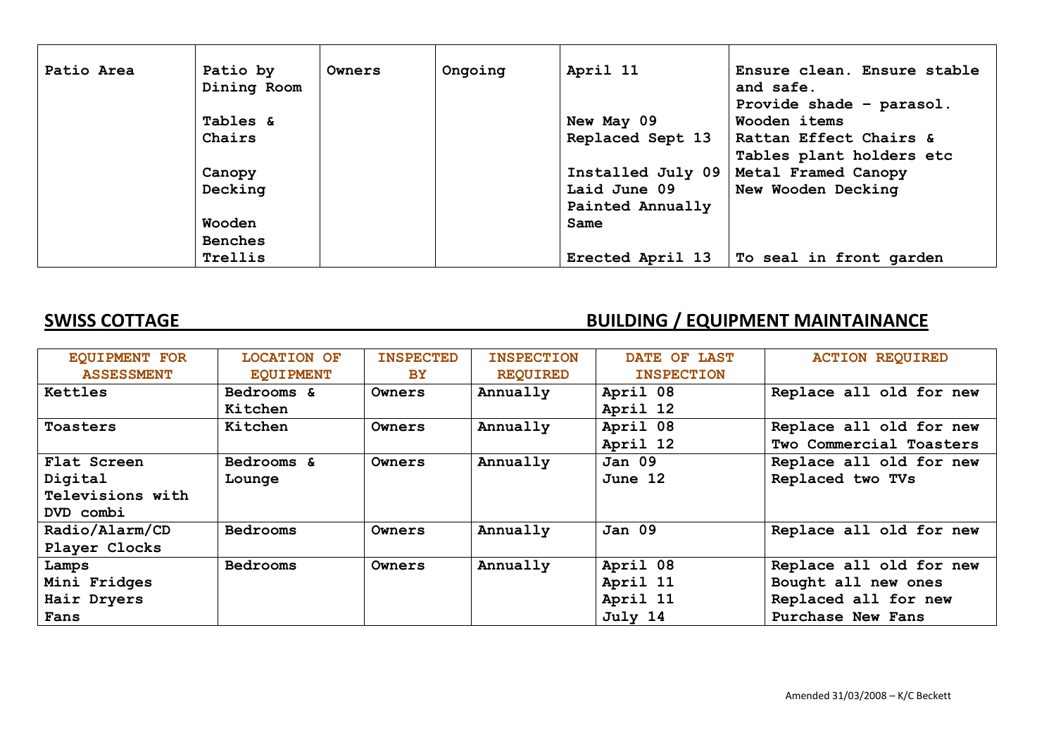| | | | | | |
|---|---|---|---|---|---|
| Patio Area | Patio by Dining Room<br><br>Tables & Chairs<br><br>Canopy<br>Decking<br><br>Wooden Benches<br>Trellis | Owners | Ongoing | April 11<br><br>New May 09<br>Replaced Sept 13<br><br>Installed July 09<br>Laid June 09<br>Painted Annually<br>Same<br><br>Erected April 13 | Ensure clean. Ensure stable and safe.<br>Provide shade – parasol.<br>Wooden items<br>Rattan Effect Chairs & Tables plant holders etc<br>Metal Framed Canopy<br>New Wooden Decking<br><br><br><br>To seal in front garden |

**SWISS COTTAGE** **BUILDING / EQUIPMENT MAINTAINANCE**

| EQUIPMENT FOR ASSESSMENT | LOCATION OF EQUIPMENT | INSPECTED BY | INSPECTION REQUIRED | DATE OF LAST INSPECTION | ACTION REQUIRED |
|---|---|---|---|---|---|
| Kettles | Bedrooms & Kitchen | Owners | Annually | April 08<br>April 12 | Replace all old for new |
| Toasters | Kitchen | Owners | Annually | April 08<br>April 12 | Replace all old for new<br>Two Commercial Toasters |
| Flat Screen Digital Televisions with DVD combi | Bedrooms & Lounge | Owners | Annually | Jan 09<br>June 12 | Replace all old for new<br>Replaced two TVs |
| Radio/Alarm/CD Player Clocks | Bedrooms | Owners | Annually | Jan 09 | Replace all old for new |
| Lamps<br>Mini Fridges<br>Hair Dryers<br>Fans | Bedrooms | Owners | Annually | April 08<br>April 11<br>April 11<br>July 14 | Replace all old for new<br>Bought all new ones<br>Replaced all for new<br>Purchase New Fans |

Amended 31/03/2008 – K/C Beckett